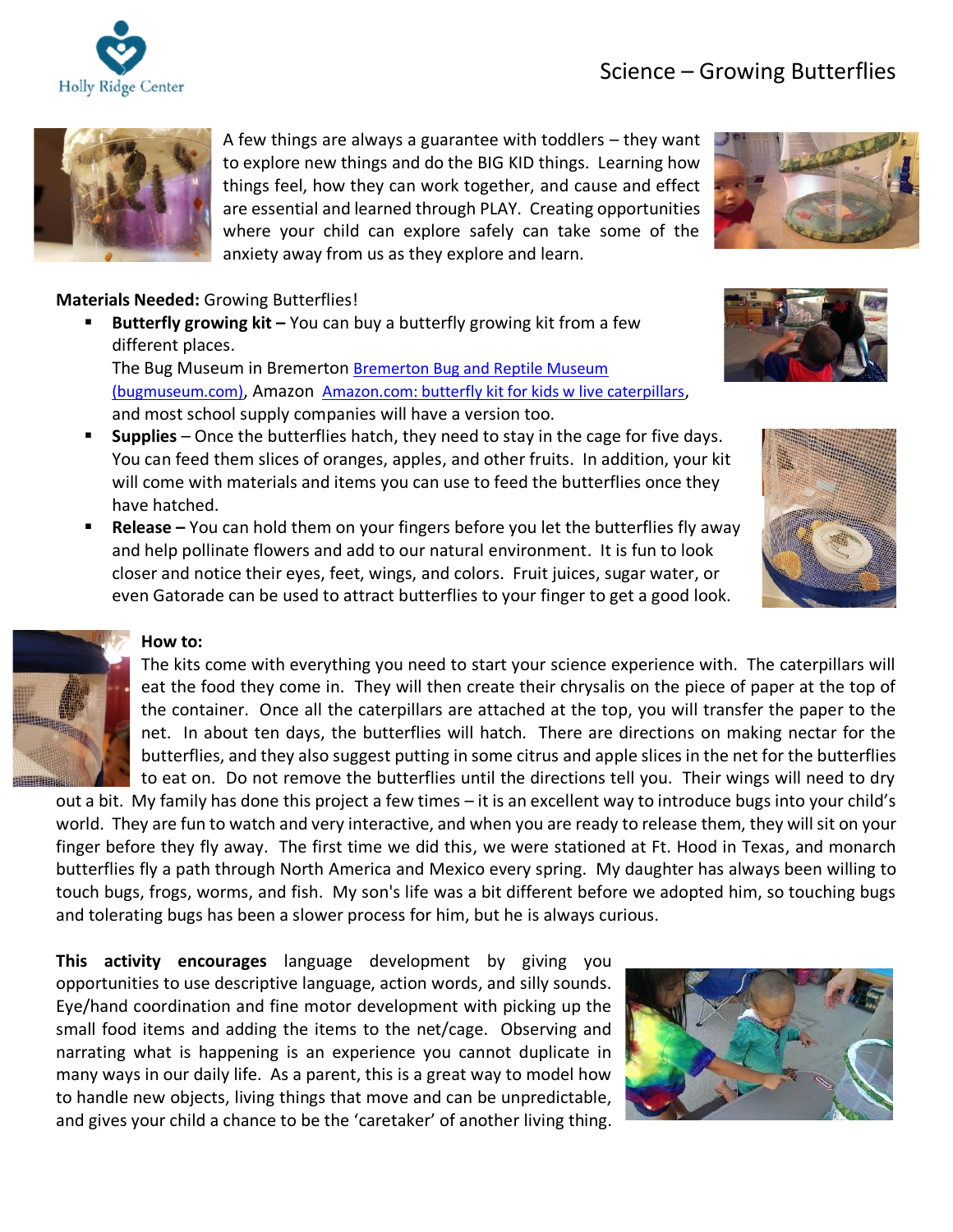Holly Ridge Center

# Science – Growing Butterflies

A few things are always a guarantee with toddlers – they want to explore new things and do the BIG KID things. Learning how things feel, how they can work together, and cause and effect are essential and learned through PLAY. Creating opportunities where your child can explore safely can take some of the anxiety away from us as they explore and learn.

**Materials Needed:** Growing Butterflies!

- **Butterfly growing kit –** You can buy a butterfly growing kit from a few different places.
  The Bug Museum in Bremerton [Bremerton Bug and Reptile Museum (bugmuseum.com)](bugmuseum.com), Amazon [Amazon.com: butterfly kit for kids w live caterpillars](), and most school supply companies will have a version too.
- **Supplies** – Once the butterflies hatch, they need to stay in the cage for five days. You can feed them slices of oranges, apples, and other fruits. In addition, your kit will come with materials and items you can use to feed the butterflies once they have hatched.
- **Release –** You can hold them on your fingers before you let the butterflies fly away and help pollinate flowers and add to our natural environment. It is fun to look closer and notice their eyes, feet, wings, and colors. Fruit juices, sugar water, or even Gatorade can be used to attract butterflies to your finger to get a good look.

**How to:**

The kits come with everything you need to start your science experience with. The caterpillars will eat the food they come in. They will then create their chrysalis on the piece of paper at the top of the container. Once all the caterpillars are attached at the top, you will transfer the paper to the net. In about ten days, the butterflies will hatch. There are directions on making nectar for the butterflies, and they also suggest putting in some citrus and apple slices in the net for the butterflies to eat on. Do not remove the butterflies until the directions tell you. Their wings will need to dry out a bit. My family has done this project a few times – it is an excellent way to introduce bugs into your child's world. They are fun to watch and very interactive, and when you are ready to release them, they will sit on your finger before they fly away. The first time we did this, we were stationed at Ft. Hood in Texas, and monarch butterflies fly a path through North America and Mexico every spring. My daughter has always been willing to touch bugs, frogs, worms, and fish. My son's life was a bit different before we adopted him, so touching bugs and tolerating bugs has been a slower process for him, but he is always curious.

**This activity encourages** language development by giving you opportunities to use descriptive language, action words, and silly sounds. Eye/hand coordination and fine motor development with picking up the small food items and adding the items to the net/cage. Observing and narrating what is happening is an experience you cannot duplicate in many ways in our daily life. As a parent, this is a great way to model how to handle new objects, living things that move and can be unpredictable, and gives your child a chance to be the 'caretaker' of another living thing.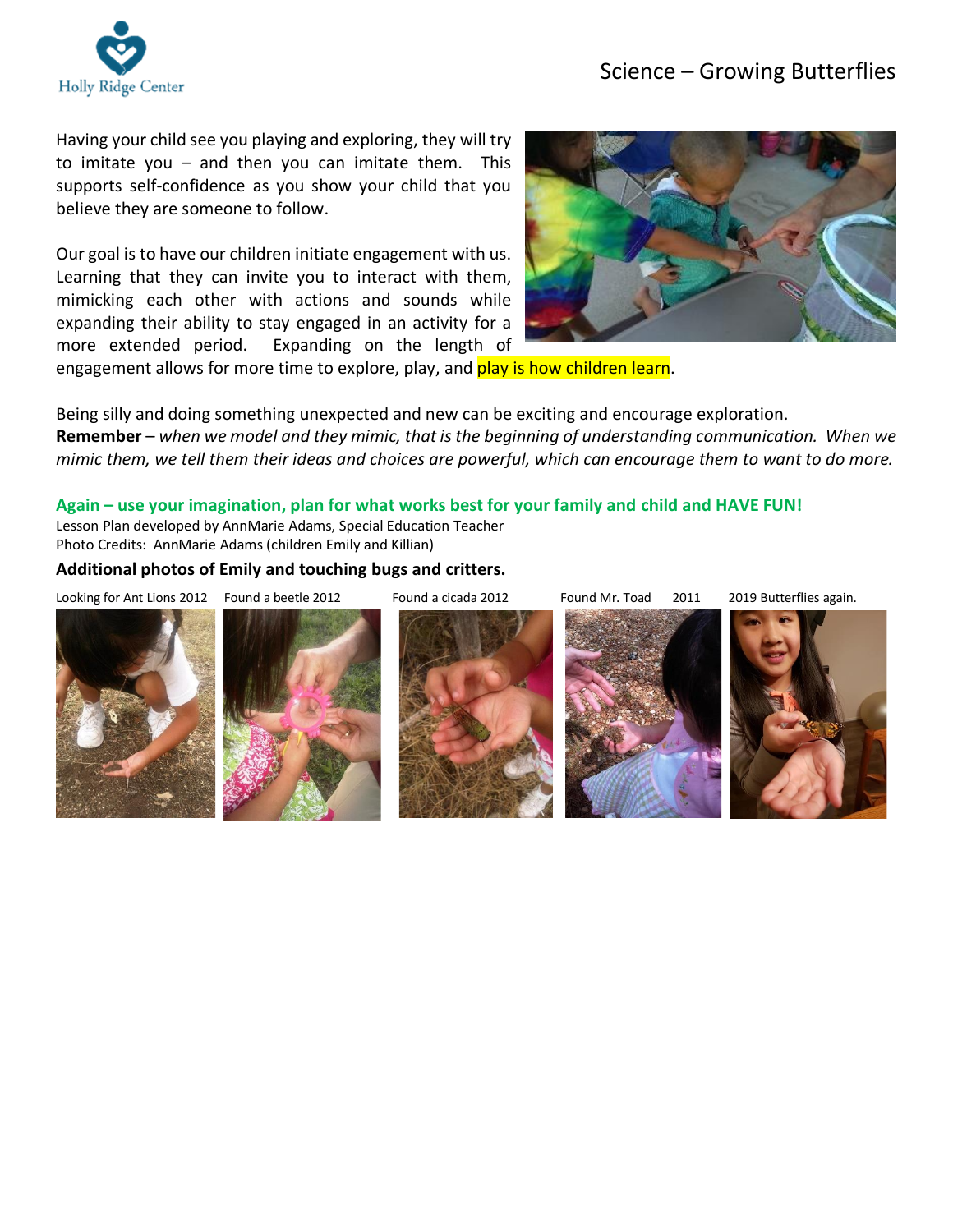## Science – Growing Butterflies

Having your child see you playing and exploring, they will try to imitate you – and then you can imitate them. This supports self-confidence as you show your child that you believe they are someone to follow.

Our goal is to have our children initiate engagement with us. Learning that they can invite you to interact with them, mimicking each other with actions and sounds while expanding their ability to stay engaged in an activity for a more extended period. Expanding on the length of engagement allows for more time to explore, play, and play is how children learn.

Being silly and doing something unexpected and new can be exciting and encourage exploration.
**Remember** – *when we model and they mimic, that is the beginning of understanding communication. When we mimic them, we tell them their ideas and choices are powerful, which can encourage them to want to do more.*

**Again – use your imagination, plan for what works best for your family and child and HAVE FUN!**

Lesson Plan developed by AnnMarie Adams, Special Education Teacher
Photo Credits: AnnMarie Adams (children Emily and Killian)

**Additional photos of Emily and touching bugs and critters.**

Looking for Ant Lions 2012 Found a beetle 2012 Found a cicada 2012 Found Mr. Toad 2011 2019 Butterflies again.